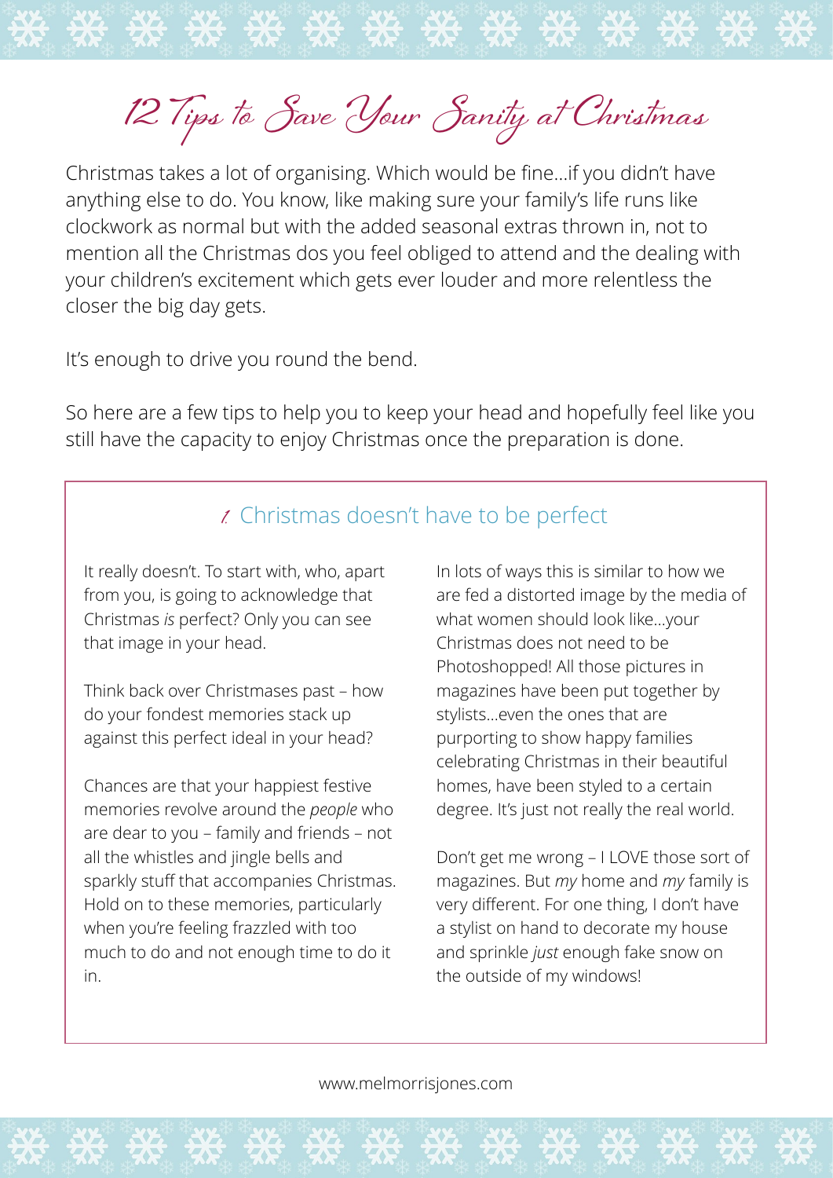# 12 Tips to Save Your Sanity at Christmas

Christmas takes a lot of organising. Which would be fine...if you didn't have anything else to do. You know, like making sure your family's life runs like clockwork as normal but with the added seasonal extras thrown in, not to mention all the Christmas dos you feel obliged to attend and the dealing with your children's excitement which gets ever louder and more relentless the closer the big day gets.

It's enough to drive you round the bend.

So here are a few tips to help you to keep your head and hopefully feel like you still have the capacity to enjoy Christmas once the preparation is done.

## 1. Christmas doesn't have to be perfect

It really doesn't. To start with, who, apart from you, is going to acknowledge that Christmas *is* perfect? Only you can see that image in your head.

Think back over Christmases past – how do your fondest memories stack up against this perfect ideal in your head?

Chances are that your happiest festive memories revolve around the *people* who are dear to you – family and friends – not all the whistles and jingle bells and sparkly stuff that accompanies Christmas. Hold on to these memories, particularly when you're feeling frazzled with too much to do and not enough time to do it in.

In lots of ways this is similar to how we are fed a distorted image by the media of what women should look like...your Christmas does not need to be Photoshopped! All those pictures in magazines have been put together by stylists...even the ones that are purporting to show happy families celebrating Christmas in their beautiful homes, have been styled to a certain degree. It's just not really the real world.

Don't get me wrong – I LOVE those sort of magazines. But *my* home and *my* family is very different. For one thing, I don't have a stylist on hand to decorate my house and sprinkle *just* enough fake snow on the outside of my windows!

www.melmorrisjones.com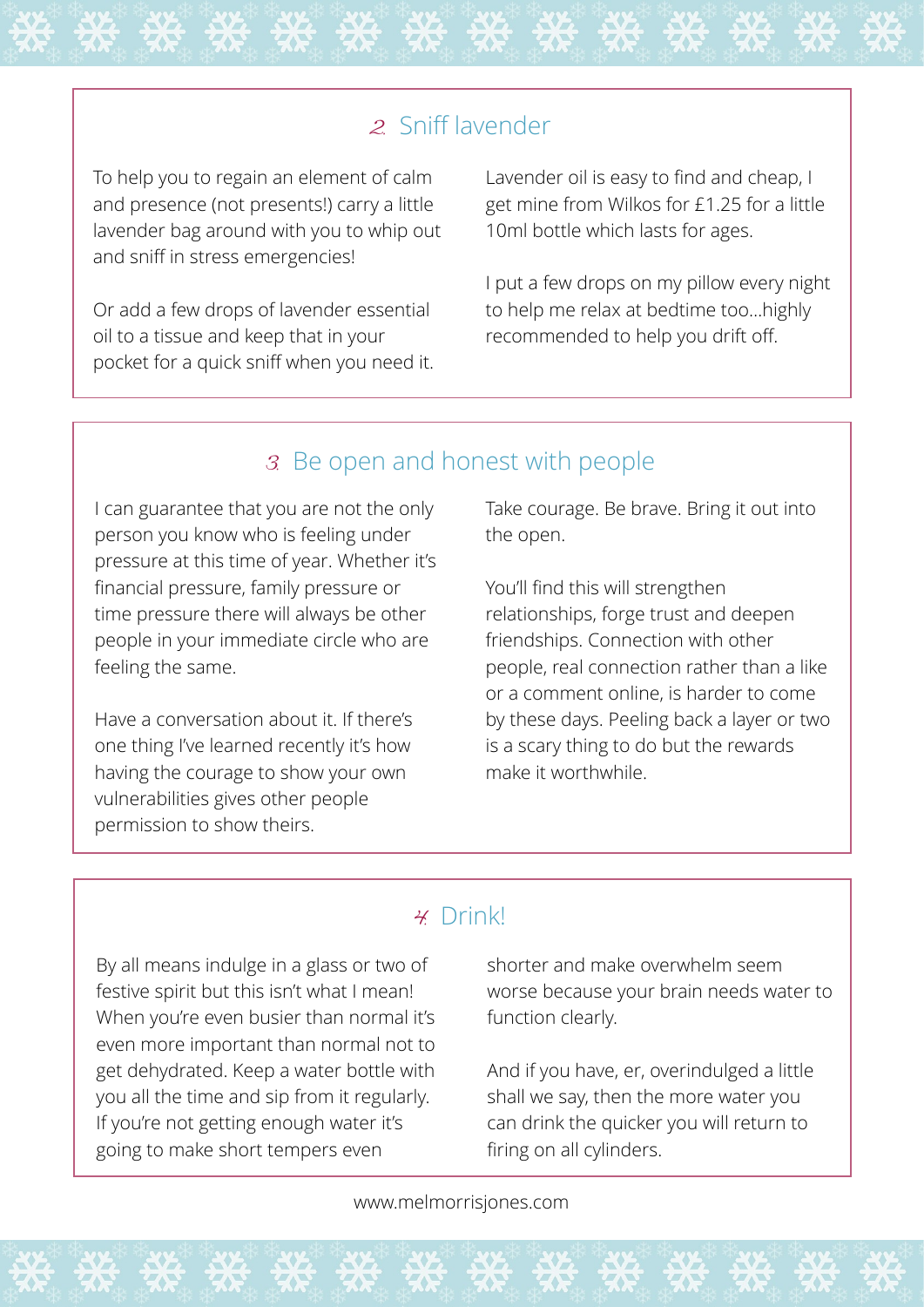## 2. Sniff lavender

To help you to regain an element of calm and presence (not presents!) carry a little lavender bag around with you to whip out and sniff in stress emergencies!

Or add a few drops of lavender essential oil to a tissue and keep that in your pocket for a quick sniff when you need it.

Lavender oil is easy to find and cheap, I get mine from Wilkos for £1.25 for a little 10ml bottle which lasts for ages.

I put a few drops on my pillow every night to help me relax at bedtime too…highly recommended to help you drift off.

## 3. Be open and honest with people

I can guarantee that you are not the only person you know who is feeling under pressure at this time of year. Whether it's financial pressure, family pressure or time pressure there will always be other people in your immediate circle who are feeling the same.

Have a conversation about it. If there's one thing I've learned recently it's how having the courage to show your own vulnerabilities gives other people permission to show theirs.

Take courage. Be brave. Bring it out into the open.

You'll find this will strengthen relationships, forge trust and deepen friendships. Connection with other people, real connection rather than a like or a comment online, is harder to come by these days. Peeling back a layer or two is a scary thing to do but the rewards make it worthwhile.

## 4. Drink!

By all means indulge in a glass or two of festive spirit but this isn't what I mean! When you're even busier than normal it's even more important than normal not to get dehydrated. Keep a water bottle with you all the time and sip from it regularly. If you're not getting enough water it's going to make short tempers even shorter and make overwhelm seem worse because your brain needs water to function clearly.

And if you have, er, overindulged a little shall we say, then the more water you can drink the quicker you will return to firing on all cylinders.

www.melmorrisjones.com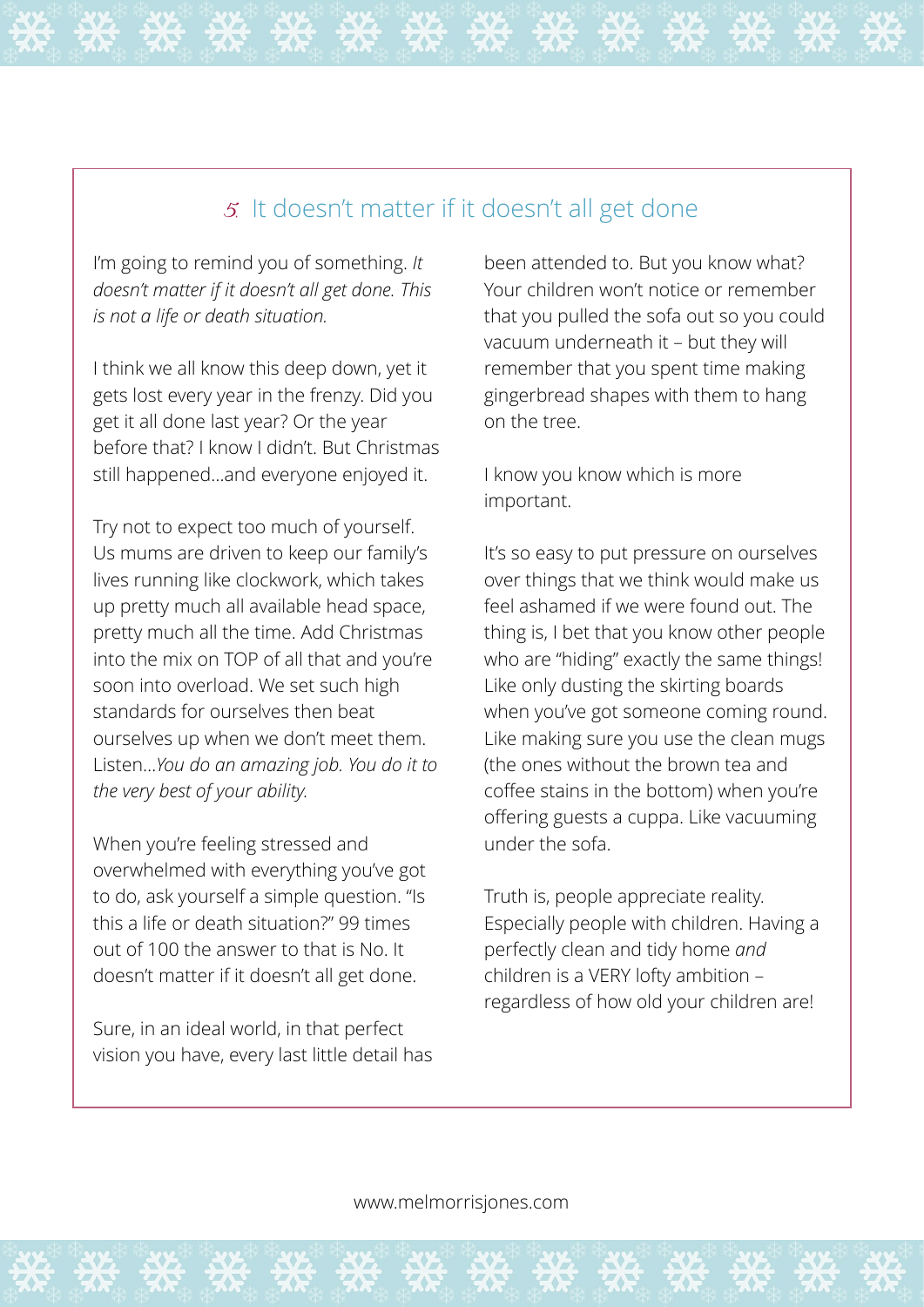## 5. It doesn't matter if it doesn't all get done

I'm going to remind you of something. *It doesn't matter if it doesn't all get done. This is not a life or death situation.*

I think we all know this deep down, yet it gets lost every year in the frenzy. Did you get it all done last year? Or the year before that? I know I didn't. But Christmas still happened…and everyone enjoyed it.

Try not to expect too much of yourself. Us mums are driven to keep our family's lives running like clockwork, which takes up pretty much all available head space, pretty much all the time. Add Christmas into the mix on TOP of all that and you're soon into overload. We set such high standards for ourselves then beat ourselves up when we don't meet them. Listen…*You do an amazing job. You do it to the very best of your ability.*

When you're feeling stressed and overwhelmed with everything you've got to do, ask yourself a simple question. "Is this a life or death situation?" 99 times out of 100 the answer to that is No. It doesn't matter if it doesn't all get done.

Sure, in an ideal world, in that perfect vision you have, every last little detail has been attended to. But you know what? Your children won't notice or remember that you pulled the sofa out so you could vacuum underneath it – but they will remember that you spent time making gingerbread shapes with them to hang on the tree.

I know you know which is more important.

It's so easy to put pressure on ourselves over things that we think would make us feel ashamed if we were found out. The thing is, I bet that you know other people who are "hiding" exactly the same things! Like only dusting the skirting boards when you've got someone coming round. Like making sure you use the clean mugs (the ones without the brown tea and coffee stains in the bottom) when you're offering guests a cuppa. Like vacuuming under the sofa.

Truth is, people appreciate reality. Especially people with children. Having a perfectly clean and tidy home *and* children is a VERY lofty ambition – regardless of how old your children are!

www.melmorrisjones.com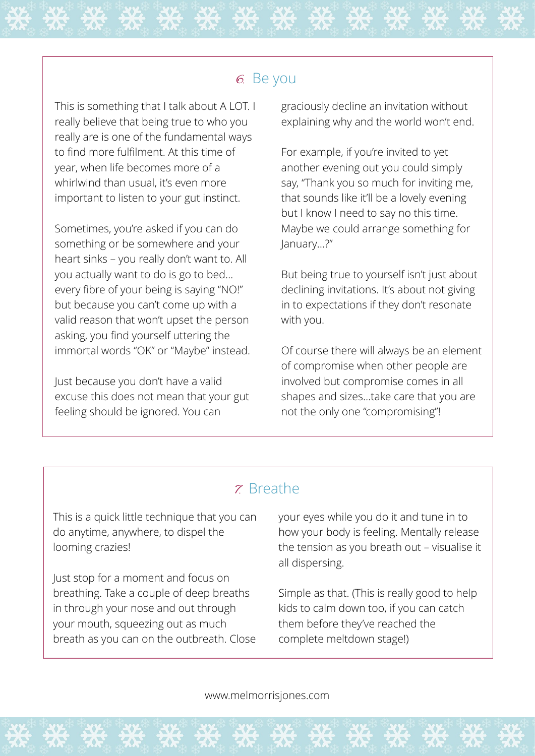## 6. Be you

This is something that I talk about A LOT. I really believe that being true to who you really are is one of the fundamental ways to find more fulfilment. At this time of year, when life becomes more of a whirlwind than usual, it's even more important to listen to your gut instinct.

Sometimes, you're asked if you can do something or be somewhere and your heart sinks – you really don't want to. All you actually want to do is go to bed... every fibre of your being is saying "NO!" but because you can't come up with a valid reason that won't upset the person asking, you find yourself uttering the immortal words "OK" or "Maybe" instead.

Just because you don't have a valid excuse this does not mean that your gut feeling should be ignored. You can graciously decline an invitation without explaining why and the world won't end.

For example, if you're invited to yet another evening out you could simply say, "Thank you so much for inviting me, that sounds like it'll be a lovely evening but I know I need to say no this time. Maybe we could arrange something for January...?"

But being true to yourself isn't just about declining invitations. It's about not giving in to expectations if they don't resonate with you.

Of course there will always be an element of compromise when other people are involved but compromise comes in all shapes and sizes...take care that you are not the only one "compromising"!

## 7. Breathe

This is a quick little technique that you can do anytime, anywhere, to dispel the looming crazies!

Just stop for a moment and focus on breathing. Take a couple of deep breaths in through your nose and out through your mouth, squeezing out as much breath as you can on the outbreath. Close your eyes while you do it and tune in to how your body is feeling. Mentally release the tension as you breath out – visualise it all dispersing.

Simple as that. (This is really good to help kids to calm down too, if you can catch them before they've reached the complete meltdown stage!)

www.melmorrisjones.com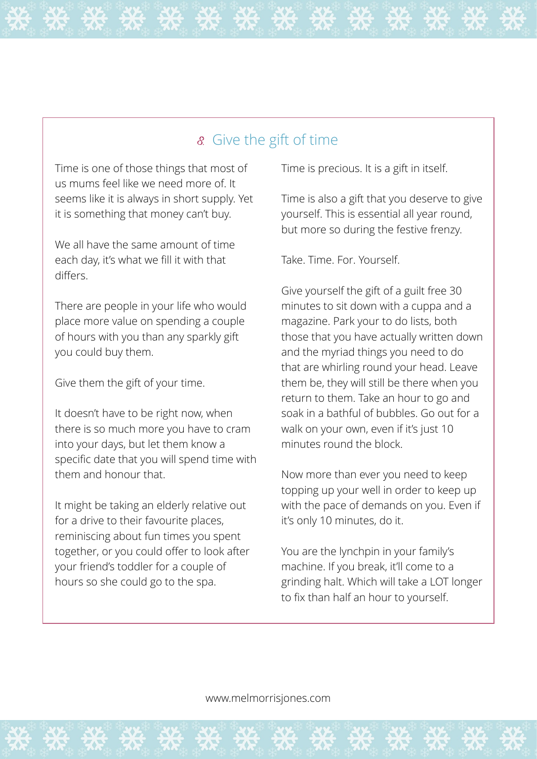## 8. Give the gift of time

Time is one of those things that most of us mums feel like we need more of. It seems like it is always in short supply. Yet it is something that money can't buy.

We all have the same amount of time each day, it's what we fill it with that differs.

There are people in your life who would place more value on spending a couple of hours with you than any sparkly gift you could buy them.

Give them the gift of your time.

It doesn't have to be right now, when there is so much more you have to cram into your days, but let them know a specific date that you will spend time with them and honour that.

It might be taking an elderly relative out for a drive to their favourite places, reminiscing about fun times you spent together, or you could offer to look after your friend's toddler for a couple of hours so she could go to the spa.

Time is precious. It is a gift in itself.

Time is also a gift that you deserve to give yourself. This is essential all year round, but more so during the festive frenzy.

Take. Time. For. Yourself.

Give yourself the gift of a guilt free 30 minutes to sit down with a cuppa and a magazine. Park your to do lists, both those that you have actually written down and the myriad things you need to do that are whirling round your head. Leave them be, they will still be there when you return to them. Take an hour to go and soak in a bathful of bubbles. Go out for a walk on your own, even if it's just 10 minutes round the block.

Now more than ever you need to keep topping up your well in order to keep up with the pace of demands on you. Even if it's only 10 minutes, do it.

You are the lynchpin in your family's machine. If you break, it'll come to a grinding halt. Which will take a LOT longer to fix than half an hour to yourself.

www.melmorrisjones.com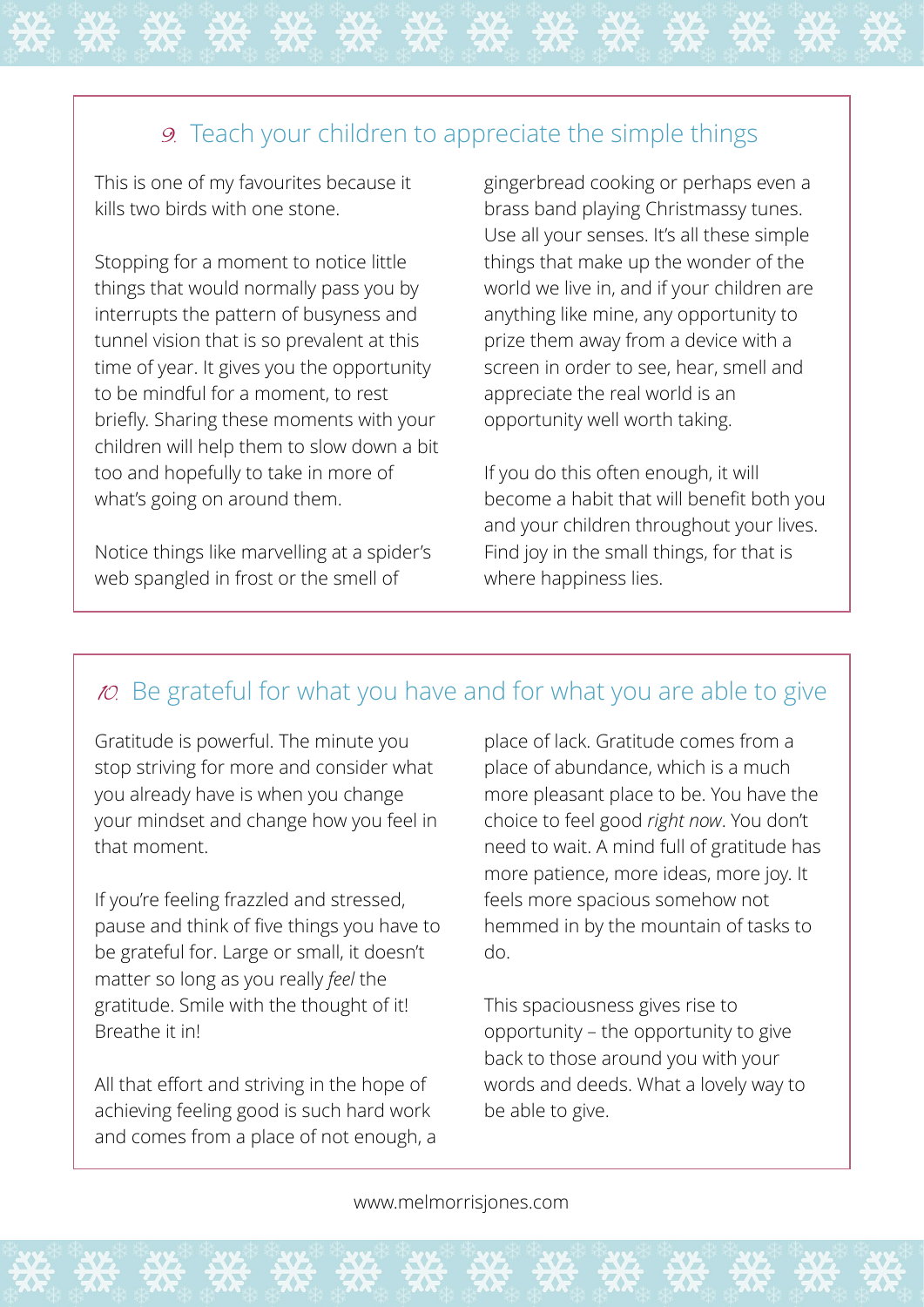## 9. Teach your children to appreciate the simple things

This is one of my favourites because it kills two birds with one stone.

Stopping for a moment to notice little things that would normally pass you by interrupts the pattern of busyness and tunnel vision that is so prevalent at this time of year. It gives you the opportunity to be mindful for a moment, to rest briefly. Sharing these moments with your children will help them to slow down a bit too and hopefully to take in more of what's going on around them.

Notice things like marvelling at a spider's web spangled in frost or the smell of gingerbread cooking or perhaps even a brass band playing Christmassy tunes. Use all your senses. It's all these simple things that make up the wonder of the world we live in, and if your children are anything like mine, any opportunity to prize them away from a device with a screen in order to see, hear, smell and appreciate the real world is an opportunity well worth taking.

If you do this often enough, it will become a habit that will benefit both you and your children throughout your lives. Find joy in the small things, for that is where happiness lies.

## 10. Be grateful for what you have and for what you are able to give

Gratitude is powerful. The minute you stop striving for more and consider what you already have is when you change your mindset and change how you feel in that moment.

If you're feeling frazzled and stressed, pause and think of five things you have to be grateful for. Large or small, it doesn't matter so long as you really *feel* the gratitude. Smile with the thought of it! Breathe it in!

All that effort and striving in the hope of achieving feeling good is such hard work and comes from a place of not enough, a place of lack. Gratitude comes from a place of abundance, which is a much more pleasant place to be. You have the choice to feel good *right now*. You don't need to wait. A mind full of gratitude has more patience, more ideas, more joy. It feels more spacious somehow not hemmed in by the mountain of tasks to do.

This spaciousness gives rise to opportunity – the opportunity to give back to those around you with your words and deeds. What a lovely way to be able to give.

www.melmorrisjones.com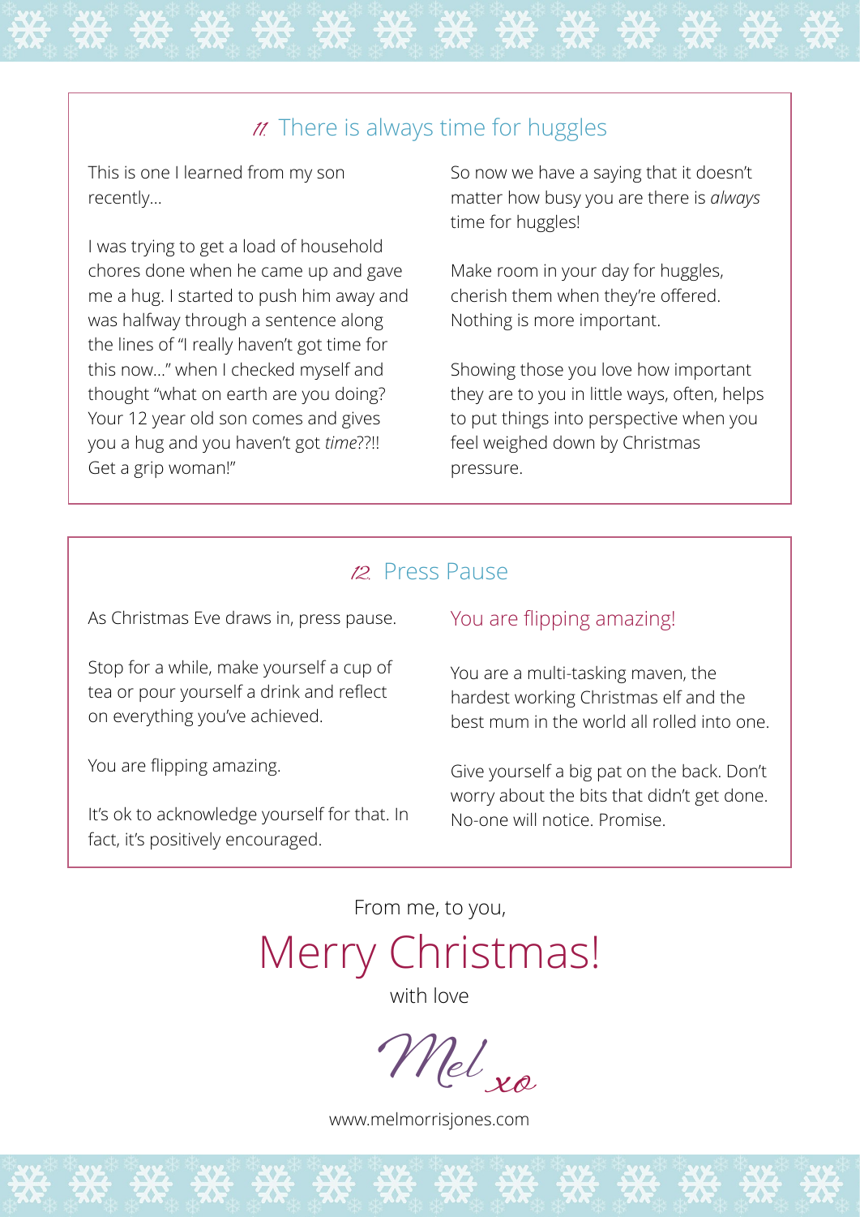## 11. There is always time for huggles

This is one I learned from my son recently…

I was trying to get a load of household chores done when he came up and gave me a hug. I started to push him away and was halfway through a sentence along the lines of "I really haven't got time for this now…" when I checked myself and thought "what on earth are you doing? Your 12 year old son comes and gives you a hug and you haven't got *time*??!! Get a grip woman!"

So now we have a saying that it doesn't matter how busy you are there is *always* time for huggles!

Make room in your day for huggles, cherish them when they're offered. Nothing is more important.

Showing those you love how important they are to you in little ways, often, helps to put things into perspective when you feel weighed down by Christmas pressure.

## 12. Press Pause

As Christmas Eve draws in, press pause.

Stop for a while, make yourself a cup of tea or pour yourself a drink and reflect on everything you've achieved.

You are flipping amazing.

It's ok to acknowledge yourself for that. In fact, it's positively encouraged.

### You are flipping amazing!

You are a multi-tasking maven, the hardest working Christmas elf and the best mum in the world all rolled into one.

Give yourself a big pat on the back. Don't worry about the bits that didn't get done. No-one will notice. Promise.

From me, to you,

# Merry Christmas!

with love

Mel xo

www.melmorrisjones.com